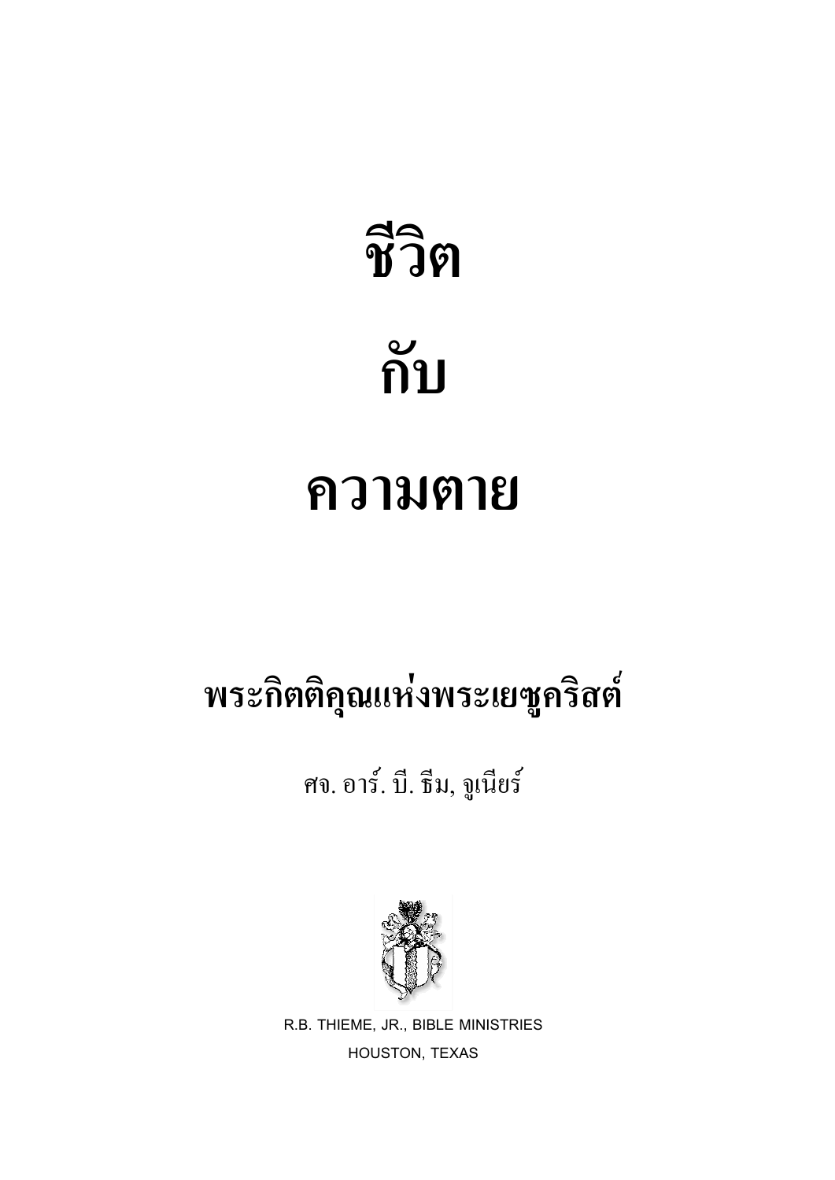# ชีวิต

# กับ

# ความตาย

## พระกิตติคุณแห่งพระเยซูคริสต์

ศจ. อาร์. บี. ธีม, จูเนียร์

R.B. THIEME, JR., BIBLE MINISTRIES

HOUSTON, TEXAS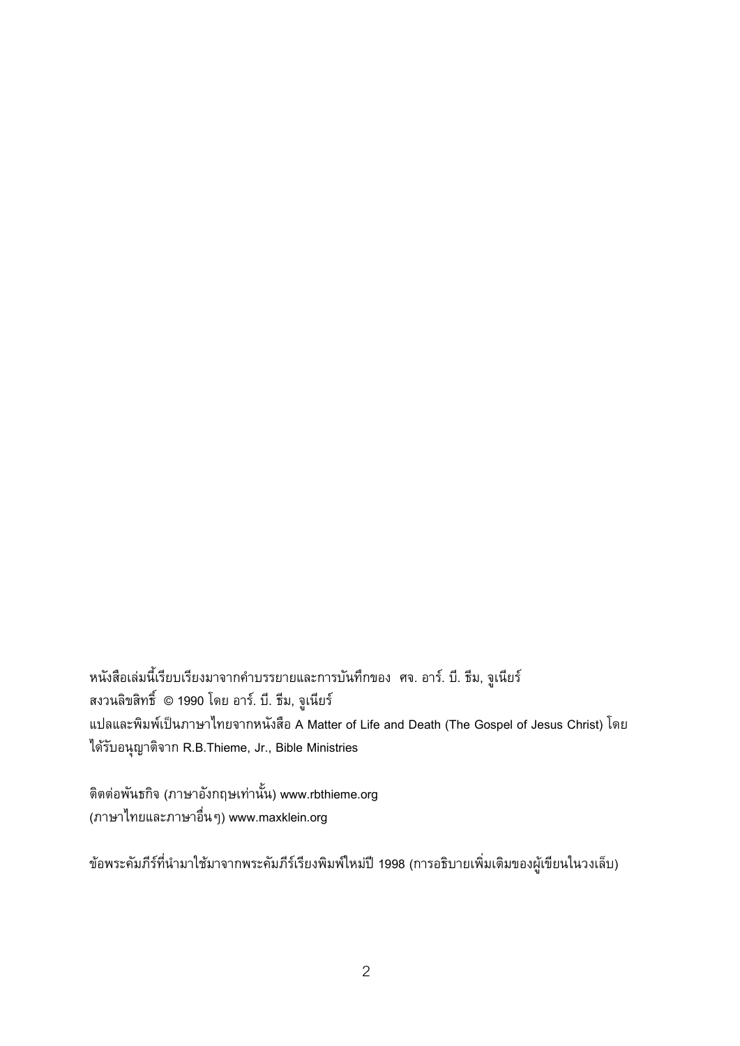หนังสือเล่มนี้เรียบเรียงมาจากคำบรรยายและการบันทึกของ  ศจ. อาร์. บี. ธีม, จูเนียร์
สงวนลิขสิทธิ์ © 1990 โดย อาร์. บี. ธีม, จูเนียร์
แปลและพิมพ์เป็นภาษาไทยจากหนังสือ A Matter of Life and Death (The Gospel of Jesus Christ) โดยได้รับอนุญาติจาก R.B.Thieme, Jr., Bible Ministries

ติดต่อพันธกิจ (ภาษาอังกฤษเท่านั้น) www.rbthieme.org
(ภาษาไทยและภาษาอื่นๆ) www.maxklein.org

ข้อพระคัมภีร์ที่นำมาใช้มาจากพระคัมภีร์เรียงพิมพ์ใหม่ปี 1998 (การอธิบายเพิ่มเติมของผู้เขียนในวงเล็บ)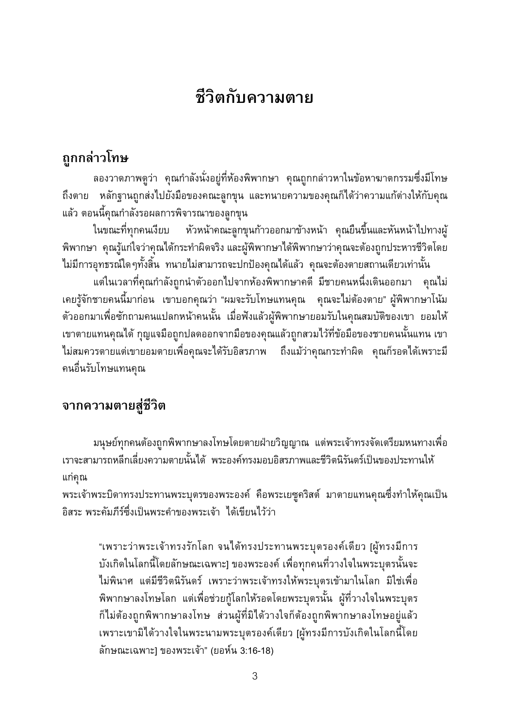# ชีวิตกับความตาย

## ถูกกล่าวโทษ

ลองวาดภาพดูว่า คุณกำลังนั่งอยู่ที่ห้องพิพากษา คุณถูกกล่าวหาในข้อหาฆาตกรรมซึ่งมีโทษถึงตาย หลักฐานถูกส่งไปยังมือของคณะลูกขุน และทนายความของคุณก็ได้ว่าความแก้ต่างให้กับคุณแล้ว ตอนนี้คุณกำลังรอผลการพิจารณาของลูกขุน

ในขณะที่ทุกคนเงียบ หัวหน้าคณะลูกขุนก้าวออกมาข้างหน้า คุณยืนขึ้นและหันหน้าไปทางผู้พิพากษา คุณรู้แก่ใจว่าคุณได้กระทำผิดจริง และผู้พิพากษาได้พิพากษาว่าคุณจะต้องถูกประหารชีวิตโดยไม่มีการอุทธรณ์ใดๆทั้งสิ้น ทนายไม่สามารถจะปกป้องคุณได้แล้ว คุณจะต้องตายสถานเดียวเท่านั้น

แต่ในเวลาที่คุณกำลังถูกนำตัวออกไปจากห้องพิพากษาคดี มีชายคนหนึ่งเดินออกมา คุณไม่เคยรู้จักชายคนนี้มาก่อน เขาบอกคุณว่า "ผมจะรับโทษแทนคุณ คุณจะไม่ต้องตาย" ผู้พิพากษาโน้มตัวออกมาเพื่อซักถามคนแปลกหน้าคนนั้น เมื่อฟังแล้วผู้พิพากษายอมรับในคุณสมบัติของเขา ยอมให้เขาตายแทนคุณได้ กุญแจมือถูกปลดออกจากมือของคุณแล้วถูกสวมไว้ที่ข้อมือของชายคนนั้นแทน เขาไม่สมควรตายแต่เขายอมตายเพื่อคุณจะได้รับอิสรภาพ ถึงแม้ว่าคุณกระทำผิด คุณก็รอดได้เพราะมีคนอื่นรับโทษแทนคุณ

## จากความตายสู่ชีวิต

มนุษย์ทุกคนต้องถูกพิพากษาลงโทษโดยตายฝ่ายวิญญาณ แต่พระเจ้าทรงจัดเตรียมหนทางเพื่อเราจะสามารถหลีกเลี่ยงความตายนั้นได้ พระองค์ทรงมอบอิสรภาพและชีวิตนิรันดร์เป็นของประทานให้แก่คุณ

พระเจ้าพระบิดาทรงประทานพระบุตรของพระองค์ คือพระเยซูคริสต์ มาตายแทนคุณซึ่งทำให้คุณเป็นอิสระ พระคัมภีร์ซึ่งเป็นพระคำของพระเจ้า ได้เขียนไว้ว่า

> "เพราะว่าพระเจ้าทรงรักโลก จนได้ทรงประทานพระบุตรองค์เดียว [ผู้ทรงมีการบังเกิดในโลกนี้โดยลักษณะเฉพาะ] ของพระองค์ เพื่อทุกคนที่วางใจในพระบุตรนั้นจะไม่พินาศ แต่มีชีวิตนิรันดร์ เพราะว่าพระเจ้าทรงให้พระบุตรเข้ามาในโลก มิใช่เพื่อพิพากษาลงโทษโลก แต่เพื่อช่วยกู้โลกให้รอดโดยพระบุตรนั้น ผู้ที่วางใจในพระบุตรก็ไม่ต้องถูกพิพากษาลงโทษ ส่วนผู้ที่มิได้วางใจก็ต้องถูกพิพากษาลงโทษอยู่แล้ว เพราะเขามิได้วางใจในพระนามพระบุตรองค์เดียว [ผู้ทรงมีการบังเกิดในโลกนี้โดยลักษณะเฉพาะ] ของพระเจ้า" (ยอห์น 3:16-18)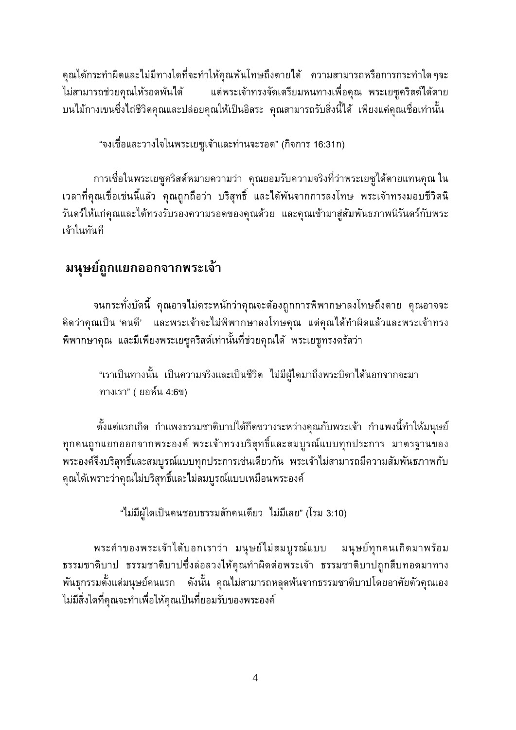คุณได้กระทำผิดและไม่มีทางใดที่จะทำให้คุณพ้นโทษถึงตายได้ ความสามารถหรือการกระทำใดๆจะไม่สามารถช่วยคุณให้รอดพ้นได้ แต่พระเจ้าทรงจัดเตรียมหนทางเพื่อคุณ พระเยซูคริสต์ได้ตายบนไม้กางเขนซึ่งไถ่ชีวิตคุณและปล่อยคุณให้เป็นอิสระ คุณสามารถรับสิ่งนี้ได้ เพียงแค่คุณเชื่อเท่านั้น

"จงเชื่อและวางใจในพระเยซูเจ้าและท่านจะรอด" (กิจการ 16:31ก)

การเชื่อในพระเยซูคริสต์หมายความว่า คุณยอมรับความจริงที่ว่าพระเยซูได้ตายแทนคุณ ในเวลาที่คุณเชื่อเช่นนี้แล้ว คุณถูกถือว่า บริสุทธิ์ และได้พ้นจากการลงโทษ พระเจ้าทรงมอบชีวิตนิรันดร์ให้แก่คุณและได้ทรงรับรองความรอดของคุณด้วย และคุณเข้ามาสู่สัมพันธภาพนิรันดร์กับพระเจ้าในทันที

## มนุษย์ถูกแยกออกจากพระเจ้า

จนกระทั่งบัดนี้ คุณอาจไม่ตระหนักว่าคุณจะต้องถูกการพิพากษาลงโทษถึงตาย คุณอาจจะคิดว่าคุณเป็น 'คนดี' และพระเจ้าจะไม่พิพากษาลงโทษคุณ แต่คุณได้ทำผิดแล้วและพระเจ้าทรงพิพากษาคุณ และมีเพียงพระเยซูคริสต์เท่านั้นที่ช่วยคุณได้ พระเยซูทรงตรัสว่า

"เราเป็นทางนั้น เป็นความจริงและเป็นชีวิต ไม่มีผู้ใดมาถึงพระบิดาได้นอกจากจะมาทางเรา" ( ยอห์น 4:6ข)

ตั้งแต่แรกเกิด กำแพงธรรมชาติบาปได้กีดขวางระหว่างคุณกับพระเจ้า กำแพงนี้ทำให้มนุษย์ทุกคนถูกแยกออกจากพระองค์ พระเจ้าทรงบริสุทธิ์และสมบูรณ์แบบทุกประการ มาตรฐานของพระองค์จึงบริสุทธิ์และสมบูรณ์แบบทุกประการเช่นเดียวกัน พระเจ้าไม่สามารถมีความสัมพันธภาพกับคุณได้เพราะว่าคุณไม่บริสุทธิ์และไม่สมบูรณ์แบบเหมือนพระองค์

"ไม่มีผู้ใดเป็นคนชอบธรรมสักคนเดียว ไม่มีเลย" (โรม 3:10)

พระคำของพระเจ้าได้บอกเราว่า มนุษย์ไม่สมบูรณ์แบบ มนุษย์ทุกคนเกิดมาพร้อมธรรมชาติบาป ธรรมชาติบาปซึ่งล่อลวงให้คุณทำผิดต่อพระเจ้า ธรรมชาติบาปถูกสืบทอดมาทางพันธุกรรมตั้งแต่มนุษย์คนแรก ดังนั้น คุณไม่สามารถหลุดพ้นจากธรรมชาติบาปโดยอาศัยตัวคุณเอง ไม่มีสิ่งใดที่คุณจะทำเพื่อให้คุณเป็นที่ยอมรับของพระองค์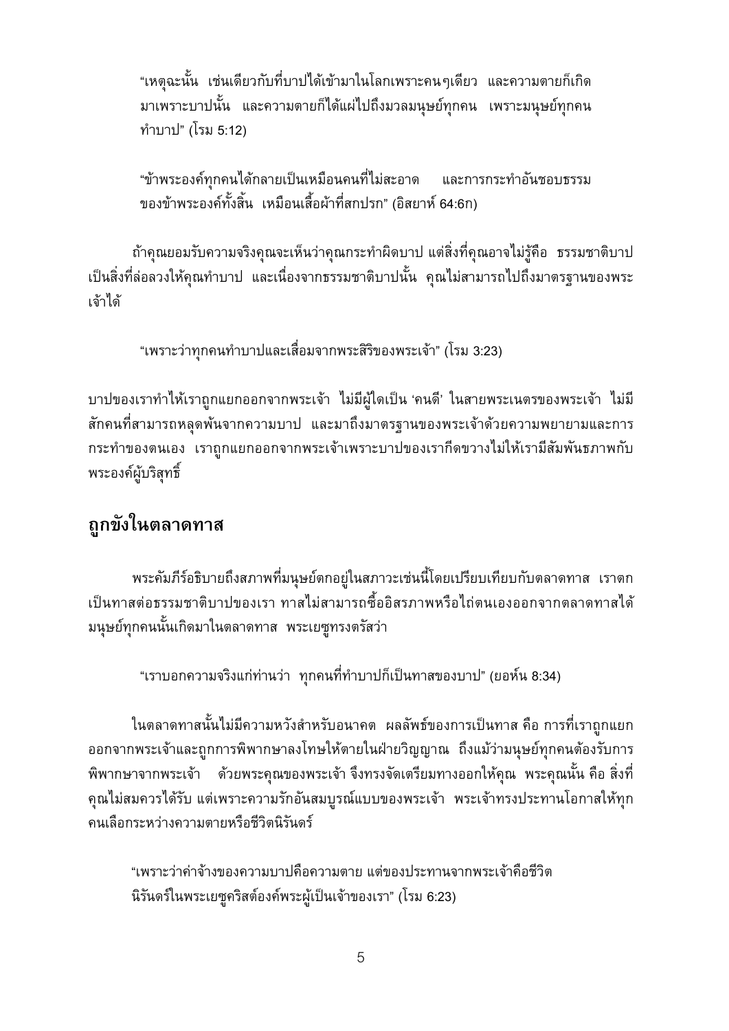"เหตุฉะนั้น เช่นเดียวกับที่บาปได้เข้ามาในโลกเพราะคนๆเดียว และความตายก็เกิดมาเพราะบาปนั้น และความตายก็ได้แผ่ไปถึงมวลมนุษย์ทุกคน เพราะมนุษย์ทุกคนทำบาป" (โรม 5:12)

"ข้าพระองค์ทุกคนได้กลายเป็นเหมือนคนที่ไม่สะอาด และการกระทำอันชอบธรรมของข้าพระองค์ทั้งสิ้น เหมือนเสื้อผ้าที่สกปรก" (อิสยาห์ 64:6ก)

ถ้าคุณยอมรับความจริงคุณจะเห็นว่าคุณกระทำผิดบาป แต่สิ่งที่คุณอาจไม่รู้คือ ธรรมชาติบาปเป็นสิ่งที่ล่อลวงให้คุณทำบาป และเนื่องจากธรรมชาติบาปนั้น คุณไม่สามารถไปถึงมาตรฐานของพระเจ้าได้

"เพราะว่าทุกคนทำบาปและเสื่อมจากพระสิริของพระเจ้า" (โรม 3:23)

บาปของเราทำให้เราถูกแยกออกจากพระเจ้า ไม่มีผู้ใดเป็น 'คนดี' ในสายพระเนตรของพระเจ้า ไม่มีสักคนที่สามารถหลุดพ้นจากความบาป และมาถึงมาตรฐานของพระเจ้าด้วยความพยายามและการกระทำของตนเอง เราถูกแยกออกจากพระเจ้าเพราะบาปของเรากีดขวางไม่ให้เรามีสัมพันธภาพกับพระองค์ผู้บริสุทธิ์

## ถูกขังในตลาดทาส

พระคัมภีร์อธิบายถึงสภาพที่มนุษย์ตกอยู่ในสภาวะเช่นนี้โดยเปรียบเทียบกับตลาดทาส เราตกเป็นทาสต่อธรรมชาติบาปของเรา ทาสไม่สามารถซื้ออิสรภาพหรือไถ่ตนเองออกจากตลาดทาสได้ มนุษย์ทุกคนนั้นเกิดมาในตลาดทาส พระเยซูทรงตรัสว่า

"เราบอกความจริงแก่ท่านว่า ทุกคนที่ทำบาปก็เป็นทาสของบาป" (ยอห์น 8:34)

ในตลาดทาสนั้นไม่มีความหวังสำหรับอนาคต ผลลัพธ์ของการเป็นทาส คือ การที่เราถูกแยกออกจากพระเจ้าและถูกการพิพากษาลงโทษให้ตายในฝ่ายวิญญาณ ถึงแม้ว่ามนุษย์ทุกคนต้องรับการพิพากษาจากพระเจ้า ด้วยพระคุณของพระเจ้า จึงทรงจัดเตรียมทางออกให้คุณ พระคุณนั้น คือ สิ่งที่คุณไม่สมควรได้รับ แต่เพราะความรักอันสมบูรณ์แบบของพระเจ้า พระเจ้าทรงประทานโอกาสให้ทุกคนเลือกระหว่างความตายหรือชีวิตนิรันดร์

"เพราะว่าค่าจ้างของความบาปคือความตาย แต่ของประทานจากพระเจ้าคือชีวิตนิรันดร์ในพระเยซูคริสต์องค์พระผู้เป็นเจ้าของเรา" (โรม 6:23)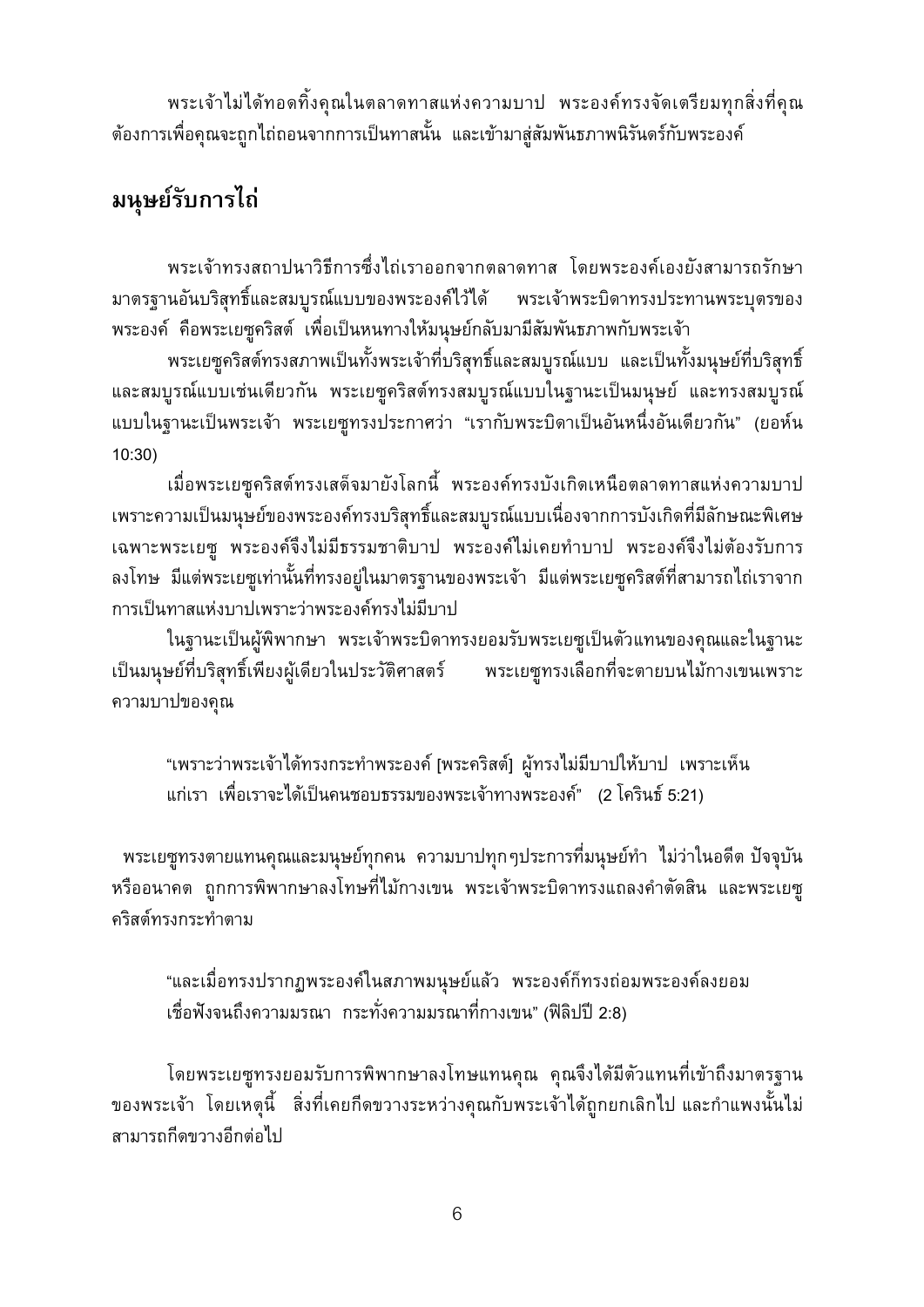พระเจ้าไม่ได้ทอดทิ้งคุณในตลาดทาสแห่งความบาป พระองค์ทรงจัดเตรียมทุกสิ่งที่คุณต้องการเพื่อคุณจะถูกไถ่ถอนจากการเป็นทาสนั้น และเข้ามาสู่สัมพันธภาพนิรันดร์กับพระองค์

## มนุษย์รับการไถ่

พระเจ้าทรงสถาปนาวิธีการซึ่งไถ่เราออกจากตลาดทาส โดยพระองค์เองยังสามารถรักษามาตรฐานอันบริสุทธิ์และสมบูรณ์แบบของพระองค์ไว้ได้ พระเจ้าพระบิดาทรงประทานพระบุตรของพระองค์ คือพระเยซูคริสต์ เพื่อเป็นหนทางให้มนุษย์กลับมามีสัมพันธภาพกับพระเจ้า

พระเยซูคริสต์ทรงสภาพเป็นทั้งพระเจ้าที่บริสุทธิ์และสมบูรณ์แบบ และเป็นทั้งมนุษย์ที่บริสุทธิ์และสมบูรณ์แบบเช่นเดียวกัน พระเยซูคริสต์ทรงสมบูรณ์แบบในฐานะเป็นมนุษย์ และทรงสมบูรณ์แบบในฐานะเป็นพระเจ้า พระเยซูทรงประกาศว่า "เรากับพระบิดาเป็นอันหนึ่งอันเดียวกัน" (ยอห์น 10:30)

เมื่อพระเยซูคริสต์ทรงเสด็จมายังโลกนี้ พระองค์ทรงบังเกิดเหนือตลาดทาสแห่งความบาปเพราะความเป็นมนุษย์ของพระองค์ทรงบริสุทธิ์และสมบูรณ์แบบเนื่องจากการบังเกิดที่มีลักษณะพิเศษเฉพาะพระเยซู พระองค์จึงไม่มีธรรมชาติบาป พระองค์ไม่เคยทำบาป พระองค์จึงไม่ต้องรับการลงโทษ มีแต่พระเยซูเท่านั้นที่ทรงอยู่ในมาตรฐานของพระเจ้า มีแต่พระเยซูคริสต์ที่สามารถไถ่เราจากการเป็นทาสแห่งบาปเพราะว่าพระองค์ทรงไม่มีบาป

ในฐานะเป็นผู้พิพากษา พระเจ้าพระบิดาทรงยอมรับพระเยซูเป็นตัวแทนของคุณและในฐานะเป็นมนุษย์ที่บริสุทธิ์เพียงผู้เดียวในประวัติศาสตร์ พระเยซูทรงเลือกที่จะตายบนไม้กางเขนเพราะความบาปของคุณ

> "เพราะว่าพระเจ้าได้ทรงกระทำพระองค์ [พระคริสต์] ผู้ทรงไม่มีบาปให้บาป เพราะเห็นแก่เรา เพื่อเราจะได้เป็นคนชอบธรรมของพระเจ้าทางพระองค์" (2 โครินธ์ 5:21)

พระเยซูทรงตายแทนคุณและมนุษย์ทุกคน ความบาปทุกๆประการที่มนุษย์ทำ ไม่ว่าในอดีต ปัจจุบัน หรืออนาคต ถูกการพิพากษาลงโทษที่ไม้กางเขน พระเจ้าพระบิดาทรงแถลงคำตัดสิน และพระเยซูคริสต์ทรงกระทำตาม

> "และเมื่อทรงปรากฏพระองค์ในสภาพมนุษย์แล้ว พระองค์ก็ทรงถ่อมพระองค์ลงยอมเชื่อฟังจนถึงความมรณา กระทั่งความมรณาที่กางเขน" (ฟิลิปปี 2:8)

โดยพระเยซูทรงยอมรับการพิพากษาลงโทษแทนคุณ คุณจึงได้มีตัวแทนที่เข้าถึงมาตรฐานของพระเจ้า โดยเหตุนี้ สิ่งที่เคยกีดขวางระหว่างคุณกับพระเจ้าได้ถูกยกเลิกไป และกำแพงนั้นไม่สามารถกีดขวางอีกต่อไป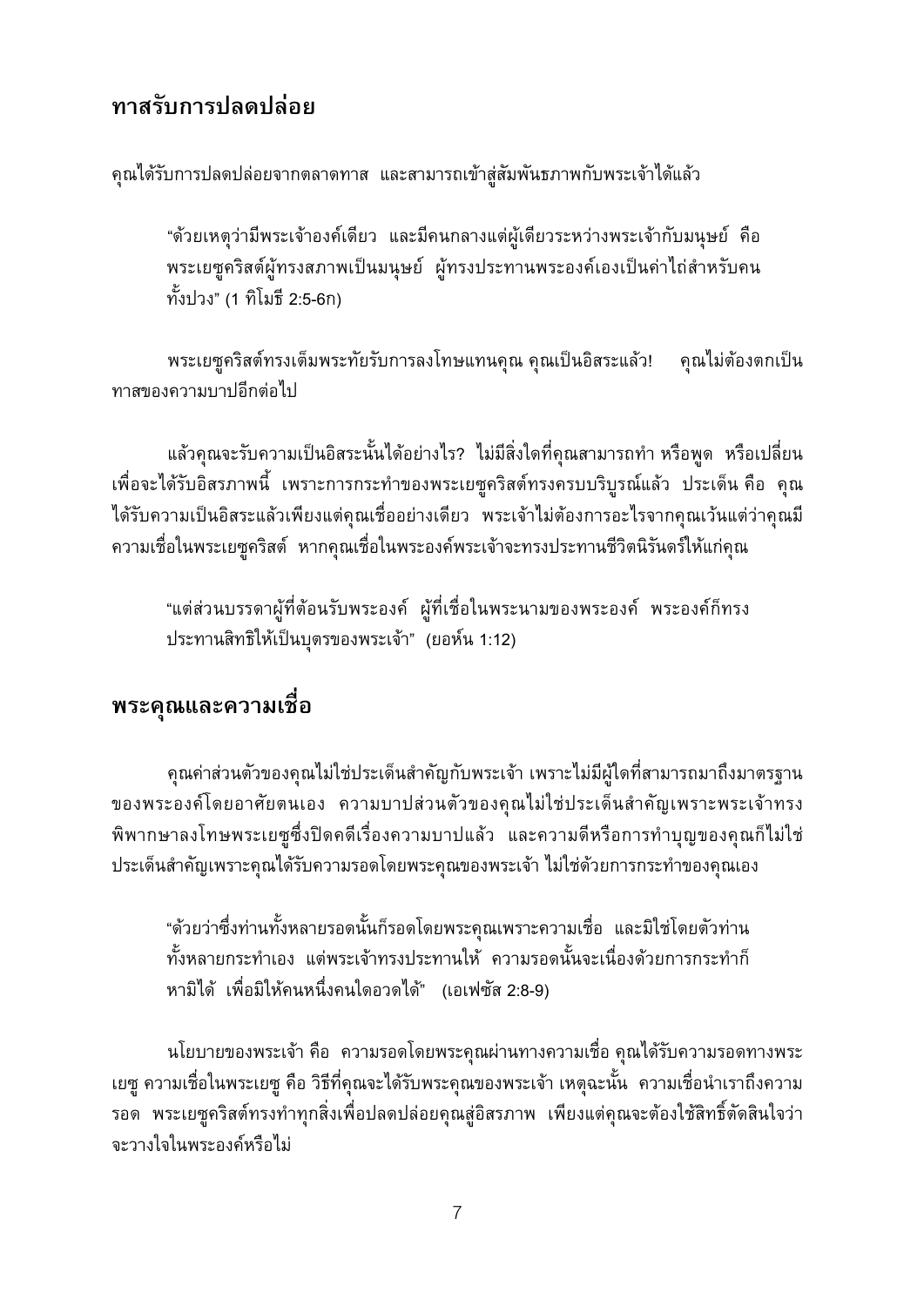## ทาสรับการปลดปล่อย

คุณได้รับการปลดปล่อยจากตลาดทาส และสามารถเข้าสู่สัมพันธภาพกับพระเจ้าได้แล้ว

> “ด้วยเหตุว่ามีพระเจ้าองค์เดียว และมีคนกลางแต่ผู้เดียวระหว่างพระเจ้ากับมนุษย์ คือ พระเยซูคริสต์ผู้ทรงสภาพเป็นมนุษย์ ผู้ทรงประทานพระองค์เองเป็นค่าไถ่สำหรับคนทั้งปวง” (1 ทิโมธี 2:5-6ก)

พระเยซูคริสต์ทรงเต็มพระทัยรับการลงโทษแทนคุณ คุณเป็นอิสระแล้ว! คุณไม่ต้องตกเป็นทาสของความบาปอีกต่อไป

แล้วคุณจะรับความเป็นอิสระนั้นได้อย่างไร? ไม่มีสิ่งใดที่คุณสามารถทำ หรือพูด หรือเปลี่ยน เพื่อจะได้รับอิสรภาพนี้ เพราะการกระทำของพระเยซูคริสต์ทรงครบบริบูรณ์แล้ว ประเด็น คือ คุณได้รับความเป็นอิสระแล้วเพียงแต่คุณเชื่ออย่างเดียว พระเจ้าไม่ต้องการอะไรจากคุณเว้นแต่ว่าคุณมีความเชื่อในพระเยซูคริสต์ หากคุณเชื่อในพระองค์พระเจ้าจะทรงประทานชีวิตนิรันดร์ให้แก่คุณ

> “แต่ส่วนบรรดาผู้ที่ต้อนรับพระองค์ ผู้ที่เชื่อในพระนามของพระองค์ พระองค์ก็ทรงประทานสิทธิให้เป็นบุตรของพระเจ้า” (ยอห์น 1:12)

## พระคุณและความเชื่อ

คุณค่าส่วนตัวของคุณไม่ใช่ประเด็นสำคัญกับพระเจ้า เพราะไม่มีผู้ใดที่สามารถมาถึงมาตรฐานของพระองค์โดยอาศัยตนเอง ความบาปส่วนตัวของคุณไม่ใช่ประเด็นสำคัญเพราะพระเจ้าทรงพิพากษาลงโทษพระเยซูซึ่งปิดคดีเรื่องความบาปแล้ว และความดีหรือการทำบุญของคุณก็ไม่ใช่ประเด็นสำคัญเพราะคุณได้รับความรอดโดยพระคุณของพระเจ้า ไม่ใช่ด้วยการกระทำของคุณเอง

> “ด้วยว่าซึ่งท่านทั้งหลายรอดนั้นก็รอดโดยพระคุณเพราะความเชื่อ และมิใช่โดยตัวท่านทั้งหลายกระทำเอง แต่พระเจ้าทรงประทานให้ ความรอดนั้นจะเนื่องด้วยการกระทำก็หามิได้ เพื่อมิให้คนหนึ่งคนใดอวดได้” (เอเฟซัส 2:8-9)

นโยบายของพระเจ้า คือ ความรอดโดยพระคุณผ่านทางความเชื่อ คุณได้รับความรอดทางพระเยซู ความเชื่อในพระเยซู คือ วิธีที่คุณจะได้รับพระคุณของพระเจ้า เหตุฉะนั้น ความเชื่อนำเราถึงความรอด พระเยซูคริสต์ทรงทำทุกสิ่งเพื่อปลดปล่อยคุณสู่อิสรภาพ เพียงแต่คุณจะต้องใช้สิทธิ์ตัดสินใจว่าจะวางใจในพระองค์หรือไม่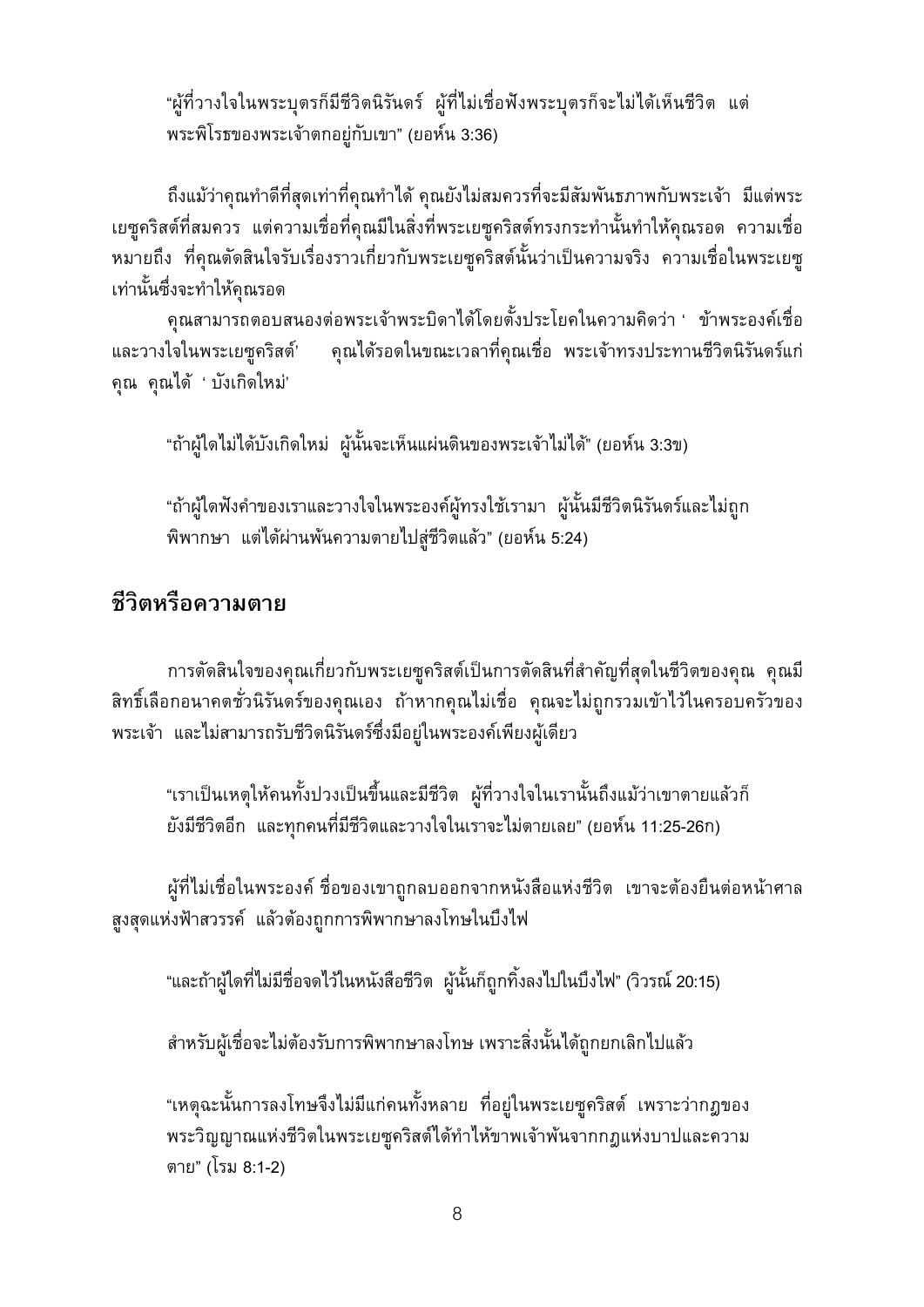"ผู้ที่วางใจในพระบุตรก็มีชีวิตนิรันดร์ ผู้ที่ไม่เชื่อฟังพระบุตรก็จะไม่ได้เห็นชีวิต แต่พระพิโรธของพระเจ้าตกอยู่กับเขา" (ยอห์น 3:36)

ถึงแม้ว่าคุณทำดีที่สุดเท่าที่คุณทำได้ คุณยังไม่สมควรที่จะมีสัมพันธภาพกับพระเจ้า มีแต่พระเยซูคริสต์ที่สมควร แต่ความเชื่อที่คุณมีในสิ่งที่พระเยซูคริสต์ทรงกระทำนั้นทำให้คุณรอด ความเชื่อหมายถึง ที่คุณตัดสินใจรับเรื่องราวเกี่ยวกับพระเยซูคริสต์นั้นว่าเป็นความจริง ความเชื่อในพระเยซูเท่านั้นซึ่งจะทำให้คุณรอด

คุณสามารถตอบสนองต่อพระเจ้าพระบิดาได้โดยตั้งประโยคในความคิดว่า ' ข้าพระองค์เชื่อและวางใจในพระเยซูคริสต์' คุณได้รอดในขณะเวลาที่คุณเชื่อ พระเจ้าทรงประทานชีวิตนิรันดร์แก่คุณ คุณได้ ' บังเกิดใหม่'

"ถ้าผู้ใดไม่ได้บังเกิดใหม่ ผู้นั้นจะเห็นแผ่นดินของพระเจ้าไม่ได้" (ยอห์น 3:3ข)

"ถ้าผู้ใดฟังคำของเราและวางใจในพระองค์ผู้ทรงใช้เรามา ผู้นั้นมีชีวิตนิรันดร์และไม่ถูกพิพากษา แต่ได้ผ่านพ้นความตายไปสู่ชีวิตแล้ว" (ยอห์น 5:24)

## ชีวิตหรือความตาย

การตัดสินใจของคุณเกี่ยวกับพระเยซูคริสต์เป็นการตัดสินที่สำคัญที่สุดในชีวิตของคุณ คุณมีสิทธิ์เลือกอนาคตชั่วนิรันดร์ของคุณเอง ถ้าหากคุณไม่เชื่อ คุณจะไม่ถูกรวมเข้าไว้ในครอบครัวของพระเจ้า และไม่สามารถรับชีวิตนิรันดร์ซึ่งมีอยู่ในพระองค์เพียงผู้เดียว

"เราเป็นเหตุให้คนทั้งปวงเป็นขึ้นและมีชีวิต ผู้ที่วางใจในเรานั้นถึงแม้ว่าเขาตายแล้วก็ยังมีชีวิตอีก และทุกคนที่มีชีวิตและวางใจในเราจะไม่ตายเลย" (ยอห์น 11:25-26ก)

ผู้ที่ไม่เชื่อในพระองค์ ชื่อของเขาถูกลบออกจากหนังสือแห่งชีวิต เขาจะต้องยืนต่อหน้าศาลสูงสุดแห่งฟ้าสวรรค์ แล้วต้องถูกการพิพากษาลงโทษในบึงไฟ

"และถ้าผู้ใดที่ไม่มีชื่อจดไว้ในหนังสือชีวิต ผู้นั้นก็ถูกทิ้งลงไปในบึงไฟ" (วิวรณ์ 20:15)

สำหรับผู้เชื่อจะไม่ต้องรับการพิพากษาลงโทษ เพราะสิ่งนั้นได้ถูกยกเลิกไปแล้ว

"เหตุฉะนั้นการลงโทษจึงไม่มีแก่คนทั้งหลาย ที่อยู่ในพระเยซูคริสต์ เพราะว่ากฎของพระวิญญาณแห่งชีวิตในพระเยซูคริสต์ได้ทำให้ข้าพเจ้าพ้นจากกฎแห่งบาปและความตาย" (โรม 8:1-2)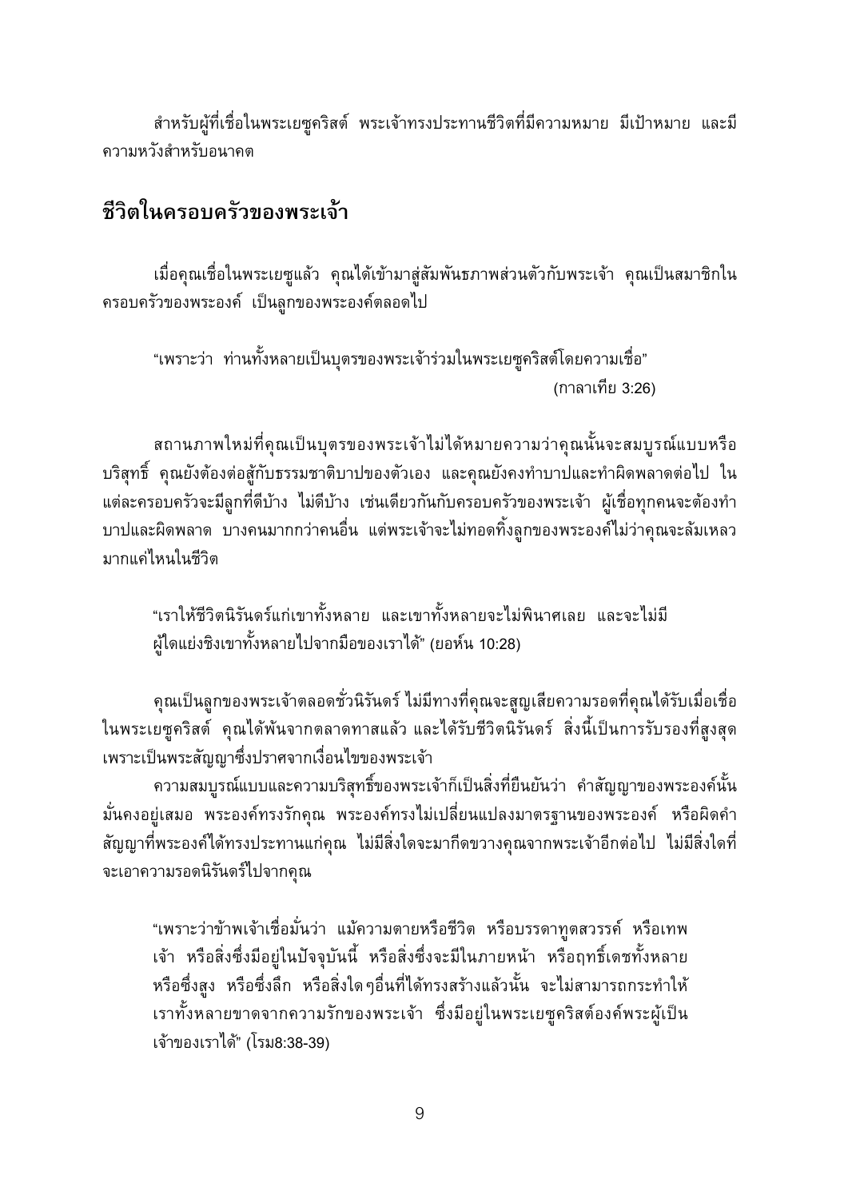สำหรับผู้ที่เชื่อในพระเยซูคริสต์ พระเจ้าทรงประทานชีวิตที่มีความหมาย มีเป้าหมาย และมีความหวังสำหรับอนาคต

## ชีวิตในครอบครัวของพระเจ้า

เมื่อคุณเชื่อในพระเยซูแล้ว คุณได้เข้ามาสู่สัมพันธภาพส่วนตัวกับพระเจ้า คุณเป็นสมาชิกในครอบครัวของพระองค์ เป็นลูกของพระองค์ตลอดไป

> "เพราะว่า ท่านทั้งหลายเป็นบุตรของพระเจ้าร่วมในพระเยซูคริสต์โดยความเชื่อ"
> (กาลาเทีย 3:26)

สถานภาพใหม่ที่คุณเป็นบุตรของพระเจ้าไม่ได้หมายความว่าคุณนั้นจะสมบูรณ์แบบหรือบริสุทธิ์ คุณยังต้องต่อสู้กับธรรมชาติบาปของตัวเอง และคุณยังคงทำบาปและทำผิดพลาดต่อไป ในแต่ละครอบครัวจะมีลูกที่ดีบ้าง ไม่ดีบ้าง เช่นเดียวกันกับครอบครัวของพระเจ้า ผู้เชื่อทุกคนจะต้องทำบาปและผิดพลาด บางคนมากกว่าคนอื่น แต่พระเจ้าจะไม่ทอดทิ้งลูกของพระองค์ไม่ว่าคุณจะล้มเหลวมากแค่ไหนในชีวิต

> "เราให้ชีวิตนิรันดร์แก่เขาทั้งหลาย และเขาทั้งหลายจะไม่พินาศเลย และจะไม่มีผู้ใดแย่งชิงเขาทั้งหลายไปจากมือของเราได้" (ยอห์น 10:28)

คุณเป็นลูกของพระเจ้าตลอดชั่วนิรันดร์ ไม่มีทางที่คุณจะสูญเสียความรอดที่คุณได้รับเมื่อเชื่อในพระเยซูคริสต์ คุณได้พ้นจากตลาดทาสแล้ว และได้รับชีวิตนิรันดร์ สิ่งนี้เป็นการรับรองที่สูงสุด เพราะเป็นพระสัญญาซึ่งปราศจากเงื่อนไขของพระเจ้า

ความสมบูรณ์แบบและความบริสุทธิ์ของพระเจ้าก็เป็นสิ่งที่ยืนยันว่า คำสัญญาของพระองค์นั้นมั่นคงอยู่เสมอ พระองค์ทรงรักคุณ พระองค์ทรงไม่เปลี่ยนแปลงมาตรฐานของพระองค์ หรือผิดคำสัญญาที่พระองค์ได้ทรงประทานแก่คุณ ไม่มีสิ่งใดจะมากีดขวางคุณจากพระเจ้าอีกต่อไป ไม่มีสิ่งใดที่จะเอาความรอดนิรันดร์ไปจากคุณ

> "เพราะว่าข้าพเจ้าเชื่อมั่นว่า แม้ความตายหรือชีวิต หรือบรรดาทูตสวรรค์ หรือเทพเจ้า หรือสิ่งซึ่งมีอยู่ในปัจจุบันนี้ หรือสิ่งซึ่งจะมีในภายหน้า หรือฤทธิ์เดชทั้งหลาย หรือซึ่งสูง หรือซึ่งลึก หรือสิ่งใดๆอื่นที่ได้ทรงสร้างแล้วนั้น จะไม่สามารถกระทำให้เราทั้งหลายขาดจากความรักของพระเจ้า ซึ่งมีอยู่ในพระเยซูคริสต์องค์พระผู้เป็นเจ้าของเราได้" (โรม8:38-39)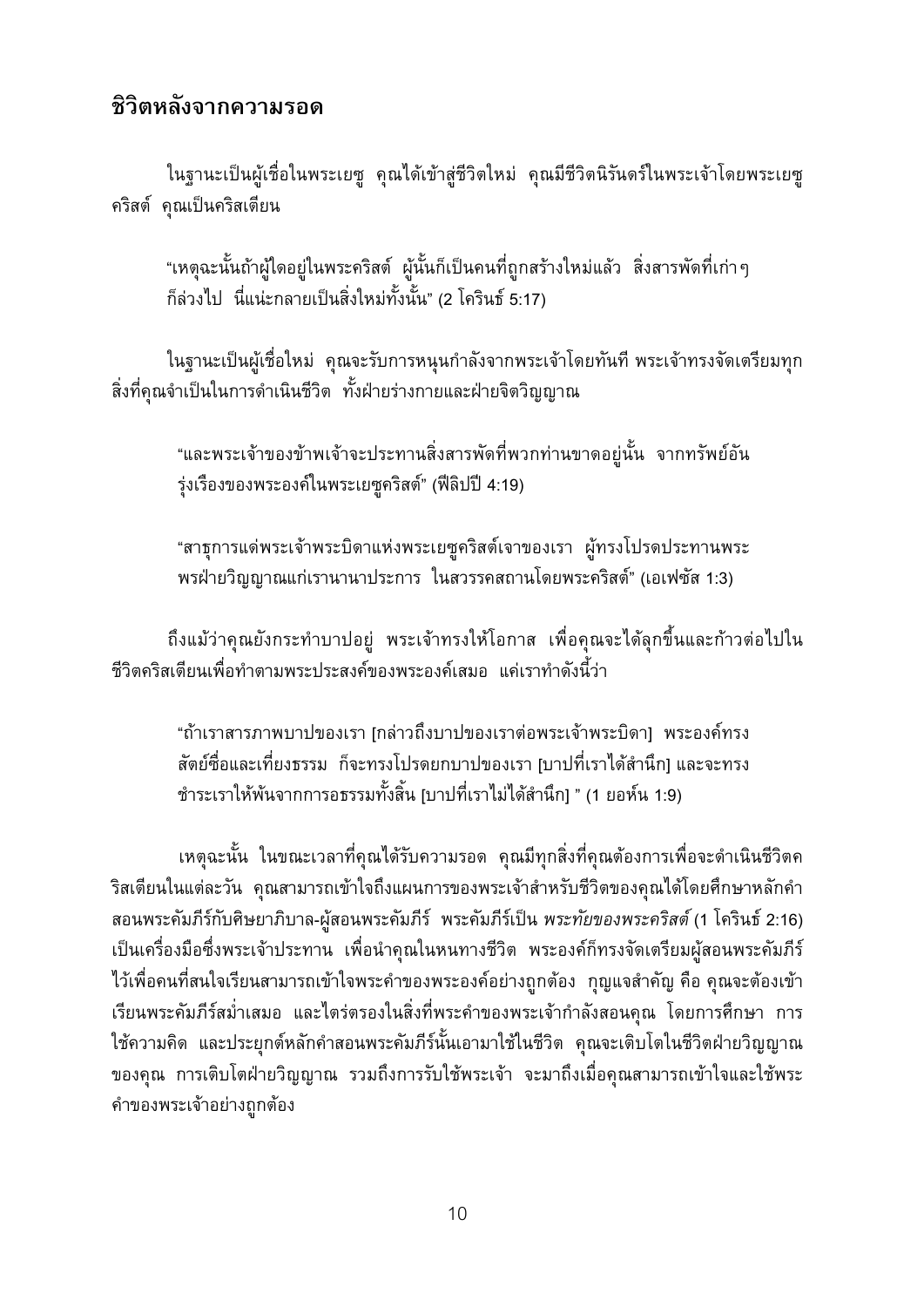## ชีวิตหลังจากความรอด

ในฐานะเป็นผู้เชื่อในพระเยซู คุณได้เข้าสู่ชีวิตใหม่ คุณมีชีวิตนิรันดร์ในพระเจ้าโดยพระเยซูคริสต์ คุณเป็นคริสเตียน

> "เหตุฉะนั้นถ้าผู้ใดอยู่ในพระคริสต์ ผู้นั้นก็เป็นคนที่ถูกสร้างใหม่แล้ว สิ่งสารพัดที่เก่าๆ ก็ล่วงไป นี่แน่ะกลายเป็นสิ่งใหม่ทั้งนั้น" (2 โครินธ์ 5:17)

ในฐานะเป็นผู้เชื่อใหม่ คุณจะรับการหนุนกำลังจากพระเจ้าโดยทันที พระเจ้าทรงจัดเตรียมทุกสิ่งที่คุณจำเป็นในการดำเนินชีวิต ทั้งฝ่ายร่างกายและฝ่ายจิตวิญญาณ

> "และพระเจ้าของข้าพเจ้าจะประทานสิ่งสารพัดที่พวกท่านขาดอยู่นั้น จากทรัพย์อันรุ่งเรืองของพระองค์ในพระเยซูคริสต์" (ฟีลิปปี 4:19)

> "สาธุการแด่พระเจ้าพระบิดาแห่งพระเยซูคริสต์เจาของเรา ผู้ทรงโปรดประทานพระพรฝ่ายวิญญาณแก่เรานานาประการ ในสวรรคสถานโดยพระคริสต์" (เอเฟซัส 1:3)

ถึงแม้ว่าคุณยังกระทำบาปอยู่ พระเจ้าทรงให้โอกาส เพื่อคุณจะได้ลุกขึ้นและก้าวต่อไปในชีวิตคริสเตียนเพื่อทำตามพระประสงค์ของพระองค์เสมอ แค่เราทำดังนี้ว่า

> "ถ้าเราสารภาพบาปของเรา [กล่าวถึงบาปของเราต่อพระเจ้าพระบิดา] พระองค์ทรงสัตย์ซื่อและเที่ยงธรรม ก็จะทรงโปรดยกบาปของเรา [บาปที่เราได้สำนึก] และจะทรงชำระเราให้พ้นจากการอธรรมทั้งสิ้น [บาปที่เราไม่ได้สำนึก] " (1 ยอห์น 1:9)

เหตุฉะนั้น ในขณะเวลาที่คุณได้รับความรอด คุณมีทุกสิ่งที่คุณต้องการเพื่อจะดำเนินชีวิตคริสเตียนในแต่ละวัน คุณสามารถเข้าใจถึงแผนการของพระเจ้าสำหรับชีวิตของคุณได้โดยศึกษาหลักคำสอนพระคัมภีร์กับศิษยาภิบาล-ผู้สอนพระคัมภีร์ พระคัมภีร์เป็น *พระทัยของพระคริสต์* (1 โครินธ์ 2:16) เป็นเครื่องมือซึ่งพระเจ้าประทาน เพื่อนำคุณในหนทางชีวิต พระองค์ก็ทรงจัดเตรียมผู้สอนพระคัมภีร์ไว้เพื่อคนที่สนใจเรียนสามารถเข้าใจพระคำของพระองค์อย่างถูกต้อง กุญแจสำคัญ คือ คุณจะต้องเข้าเรียนพระคัมภีร์สม่ำเสมอ และไตร่ตรองในสิ่งที่พระคำของพระเจ้ากำลังสอนคุณ โดยการศึกษา การใช้ความคิด และประยุกต์หลักคำสอนพระคัมภีร์นั้นเอามาใช้ในชีวิต คุณจะเติบโตในชีวิตฝ่ายวิญญาณของคุณ การเติบโตฝ่ายวิญญาณ รวมถึงการรับใช้พระเจ้า จะมาถึงเมื่อคุณสามารถเข้าใจและใช้พระคำของพระเจ้าอย่างถูกต้อง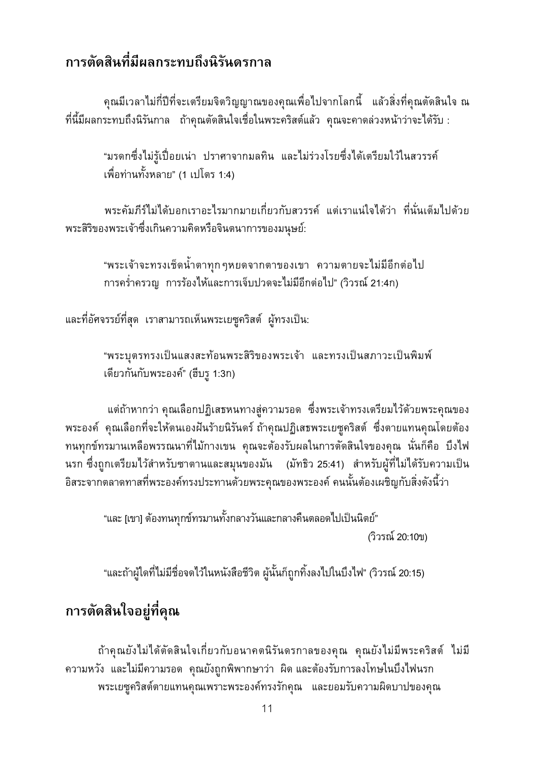## การตัดสินที่มีผลกระทบถึงนิรันดรกาล

คุณมีเวลาไม่กี่ปีที่จะเตรียมจิตวิญญาณของคุณเพื่อไปจากโลกนี้ แล้วสิ่งที่คุณตัดสินใจ ณ ที่นี้มีผลกระทบถึงนิรันกาล ถ้าคุณตัดสินใจเชื่อในพระคริสต์แล้ว คุณจะคาดล่วงหน้าว่าจะได้รับ :

> "มรดกซึ่งไม่รู้เปื่อยเน่า ปราศจากมลทิน และไม่ร่วงโรยซึ่งได้เตรียมไว้ในสวรรค์เพื่อท่านทั้งหลาย" (1 เปโตร 1:4)

พระคัมภีร์ไม่ได้บอกเราอะไรมากมายเกี่ยวกับสวรรค์ แต่เราแน่ใจได้ว่า ที่นั่นเต็มไปด้วยพระสิริของพระเจ้าซึ่งเกินความคิดหรือจินตนาการของมนุษย์:

> "พระเจ้าจะทรงเช็ดน้ำตาทุกๆหยดจากตาของเขา ความตายจะไม่มีอีกต่อไป การคร่ำครวญ การร้องไห้และการเจ็บปวดจะไม่มีอีกต่อไป" (วิวรณ์ 21:4ก)

และที่อัศจรรย์ที่สุด เราสามารถเห็นพระเยซูคริสต์ ผู้ทรงเป็น:

> "พระบุตรทรงเป็นแสงสะท้อนพระสิริของพระเจ้า และทรงเป็นสภาวะเป็นพิมพ์เดียวกันกับพระองค์" (ฮีบรู 1:3ก)

แต่ถ้าหากว่า คุณเลือกปฏิเสธหนทางสู่ความรอด ซึ่งพระเจ้าทรงเตรียมไว้ด้วยพระคุณของพระองค์ คุณเลือกที่จะให้ตนเองฝันร้ายนิรันดร์ ถ้าคุณปฏิเสธพระเยซูคริสต์ ซึ่งตายแทนคุณโดยต้องทนทุกข์ทรมานเหลือพรรณนาที่ไม้กางเขน คุณจะต้องรับผลในการตัดสินใจของคุณ นั่นก็คือ บึงไฟนรก ซึ่งถูกเตรียมไว้สำหรับซาตานและสมุนของมัน (มัทธิว 25:41) สำหรับผู้ที่ไม่ได้รับความเป็นอิสระจากตลาดทาสที่พระองค์ทรงประทานด้วยพระคุณของพระองค์ คนนั้นต้องเผชิญกับสิ่งดังนี้ว่า

> "และ [เขา] ต้องทนทุกข์ทรมานทั้งกลางวันและกลางคืนตลอดไปเป็นนิตย์" (วิวรณ์ 20:10ข)

> "และถ้าผู้ใดที่ไม่มีชื่อจดไว้ในหนังสือชีวิต ผู้นั้นก็ถูกทิ้งลงไปในบึงไฟ" (วิวรณ์ 20:15)

## การตัดสินใจอยู่ที่คุณ

ถ้าคุณยังไม่ได้ตัดสินใจเกี่ยวกับอนาคตนิรันดรกาลของคุณ คุณยังไม่มีพระคริสต์ ไม่มีความหวัง และไม่มีความรอด คุณยังถูกพิพากษาว่า ผิด และต้องรับการลงโทษในบึงไฟนรก

พระเยซูคริสต์ตายแทนคุณเพราะพระองค์ทรงรักคุณ และยอมรับความผิดบาปของคุณ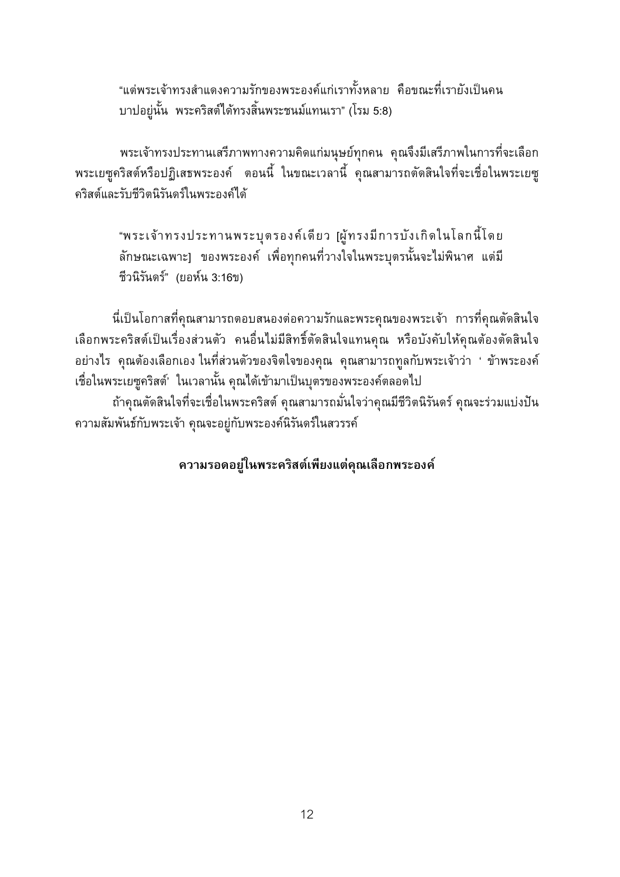> “แต่พระเจ้าทรงสำแดงความรักของพระองค์แก่เราทั้งหลาย คือขณะที่เรายังเป็นคนบาปอยู่นั้น พระคริสต์ได้ทรงสิ้นพระชนม์แทนเรา” (โรม 5:8)

พระเจ้าทรงประทานเสรีภาพทางความคิดแก่มนุษย์ทุกคน คุณจึงมีเสรีภาพในการที่จะเลือกพระเยซูคริสต์หรือปฏิเสธพระองค์ ตอนนี้ ในขณะเวลานี้ คุณสามารถตัดสินใจที่จะเชื่อในพระเยซูคริสต์และรับชีวิตนิรันดร์ในพระองค์ได้

> “พระเจ้าทรงประทานพระบุตรองค์เดียว [ผู้ทรงมีการบังเกิดในโลกนี้โดยลักษณะเฉพาะ] ของพระองค์ เพื่อทุกคนที่วางใจในพระบุตรนั้นจะไม่พินาศ แต่มีชีวนิรันดร์” (ยอห์น 3:16ข)

นี่เป็นโอกาสที่คุณสามารถตอบสนองต่อความรักและพระคุณของพระเจ้า การที่คุณตัดสินใจเลือกพระคริสต์เป็นเรื่องส่วนตัว คนอื่นไม่มีสิทธิ์ตัดสินใจแทนคุณ หรือบังคับให้คุณต้องตัดสินใจอย่างไร คุณต้องเลือกเอง ในที่ส่วนตัวของจิตใจของคุณ คุณสามารถทูลกับพระเจ้าว่า ‘ ข้าพระองค์เชื่อในพระเยซูคริสต์’ ในเวลานั้น คุณได้เข้ามาเป็นบุตรของพระองค์ตลอดไป

ถ้าคุณตัดสินใจที่จะเชื่อในพระคริสต์ คุณสามารถมั่นใจว่าคุณมีชีวิตนิรันดร์ คุณจะร่วมแบ่งปันความสัมพันธ์กับพระเจ้า คุณจะอยู่กับพระองค์นิรันดร์ในสวรรค์

**ความรอดอยู่ในพระคริสต์เพียงแต่คุณเลือกพระองค์**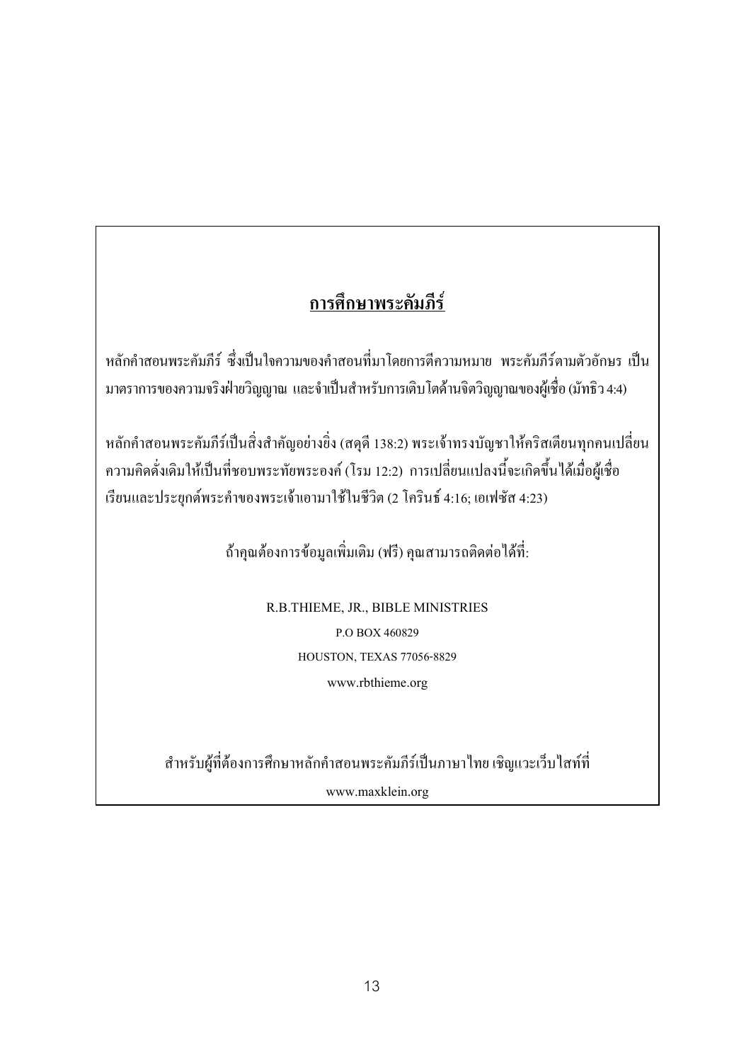## <u>การศึกษาพระคัมภีร์</u>

หลักคำสอนพระคัมภีร์ ซึ่งเป็นใจความของคำสอนที่มาโดยการตีความหมาย พระคัมภีร์ตามตัวอักษร เป็นมาตราการของความจริงฝ่ายวิญญาณ และจำเป็นสำหรับการเติบโตด้านจิตวิญญาณของผู้เชื่อ (มัทธิว 4:4)

หลักคำสอนพระคัมภีร์เป็นสิ่งสำคัญอย่างยิ่ง (สดุดี 138:2) พระเจ้าทรงบัญชาให้คริสเตียนทุกคนเปลี่ยนความคิดดั่งเดิมให้เป็นที่ชอบพระทัยพระองค์ (โรม 12:2) การเปลี่ยนแปลงนี้จะเกิดขึ้นได้เมื่อผู้เชื่อเรียนและประยุกต์พระคำของพระเจ้าเอามาใช้ในชีวิต (2 โครินธ์ 4:16; เอเฟซัส 4:23)

ถ้าคุณต้องการข้อมูลเพิ่มเติม (ฟรี) คุณสามารถติดต่อได้ที่:

R.B.THIEME, JR., BIBLE MINISTRIES

P.O BOX 460829

HOUSTON, TEXAS 77056-8829

www.rbthieme.org

สำหรับผู้ที่ต้องการศึกษาหลักคำสอนพระคัมภีร์เป็นภาษาไทย เชิญแวะเว็บไซท์ที่

www.maxklein.org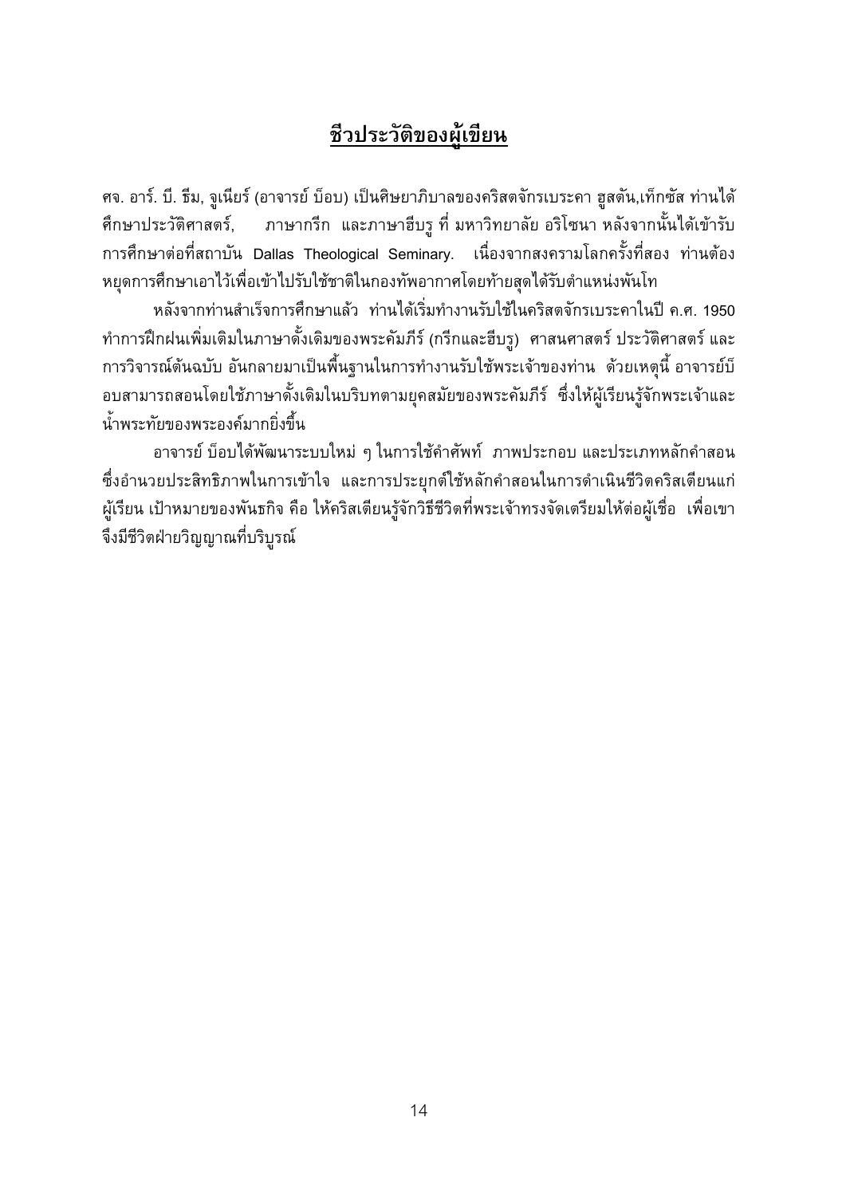# <u>ชีวประวัติของผู้เขียน</u>

ศจ. อาร์. บี. ธีม, จูเนียร์ (อาจารย์ บ็อบ) เป็นศิษยาภิบาลของคริสตจักรเบระคา ฮูสตัน,เท็กซัส ท่านได้ศึกษาประวัติศาสตร์, ภาษากรีก และภาษาฮีบรู ที่ มหาวิทยาลัย อริโซนา หลังจากนั้นได้เข้ารับการศึกษาต่อที่สถาบัน Dallas Theological Seminary. เนื่องจากสงครามโลกครั้งที่สอง ท่านต้องหยุดการศึกษาเอาไว้เพื่อเข้าไปรับใช้ชาติในกองทัพอากาศโดยท้ายสุดได้รับตำแหน่งพันโท

หลังจากท่านสำเร็จการศึกษาแล้ว ท่านได้เริ่มทำงานรับใช้ในคริสตจักรเบระคาในปี ค.ศ. 1950 ทำการฝึกฝนเพิ่มเติมในภาษาดั้งเดิมของพระคัมภีร์ (กรีกและฮีบรู) ศาสนศาสตร์ ประวัติศาสตร์ และการวิจารณ์ต้นฉบับ อันกลายมาเป็นพื้นฐานในการทำงานรับใช้พระเจ้าของท่าน ด้วยเหตุนี้ อาจารย์บ็อบสามารถสอนโดยใช้ภาษาดั้งเดิมในบริบทตามยุคสมัยของพระคัมภีร์ ซึ่งให้ผู้เรียนรู้จักพระเจ้าและน้ำพระทัยของพระองค์มากยิ่งขึ้น

อาจารย์ บ็อบได้พัฒนาระบบใหม่ ๆ ในการใช้คำศัพท์ ภาพประกอบ และประเภทหลักคำสอน ซึ่งอำนวยประสิทธิภาพในการเข้าใจ และการประยุกต์ใช้หลักคำสอนในการดำเนินชีวิตคริสเตียนแก่ผู้เรียน เป้าหมายของพันธกิจ คือ ให้คริสเตียนรู้จักวิธีชีวิตที่พระเจ้าทรงจัดเตรียมให้ต่อผู้เชื่อ เพื่อเขาจึงมีชีวิตฝ่ายวิญญาณที่บริบูรณ์